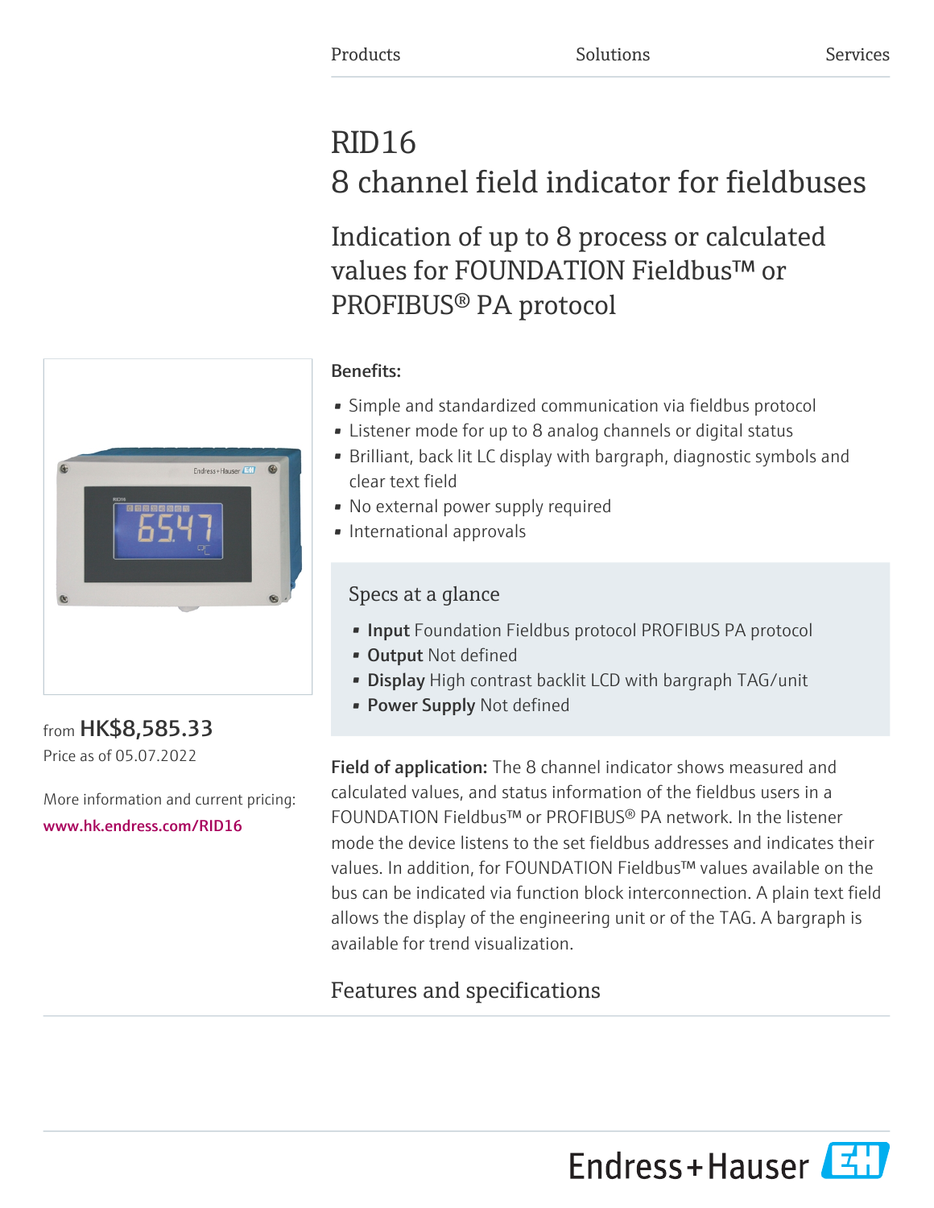Products Solutions Services

# RID16
# 8 channel field indicator for fieldbuses

## Indication of up to 8 process or calculated values for FOUNDATION Fieldbus™ or PROFIBUS® PA protocol

from **HK$8,585.33**
Price as of 05.07.2022

More information and current pricing:
www.hk.endress.com/RID16

**Benefits:**

- Simple and standardized communication via fieldbus protocol
- Listener mode for up to 8 analog channels or digital status
- Brilliant, back lit LC display with bargraph, diagnostic symbols and clear text field
- No external power supply required
- International approvals

### Specs at a glance

- **Input** Foundation Fieldbus protocol PROFIBUS PA protocol
- **Output** Not defined
- **Display** High contrast backlit LCD with bargraph TAG/unit
- **Power Supply** Not defined

**Field of application:** The 8 channel indicator shows measured and calculated values, and status information of the fieldbus users in a FOUNDATION Fieldbus™ or PROFIBUS® PA network. In the listener mode the device listens to the set fieldbus addresses and indicates their values. In addition, for FOUNDATION Fieldbus™ values available on the bus can be indicated via function block interconnection. A plain text field allows the display of the engineering unit or of the TAG. A bargraph is available for trend visualization.

## Features and specifications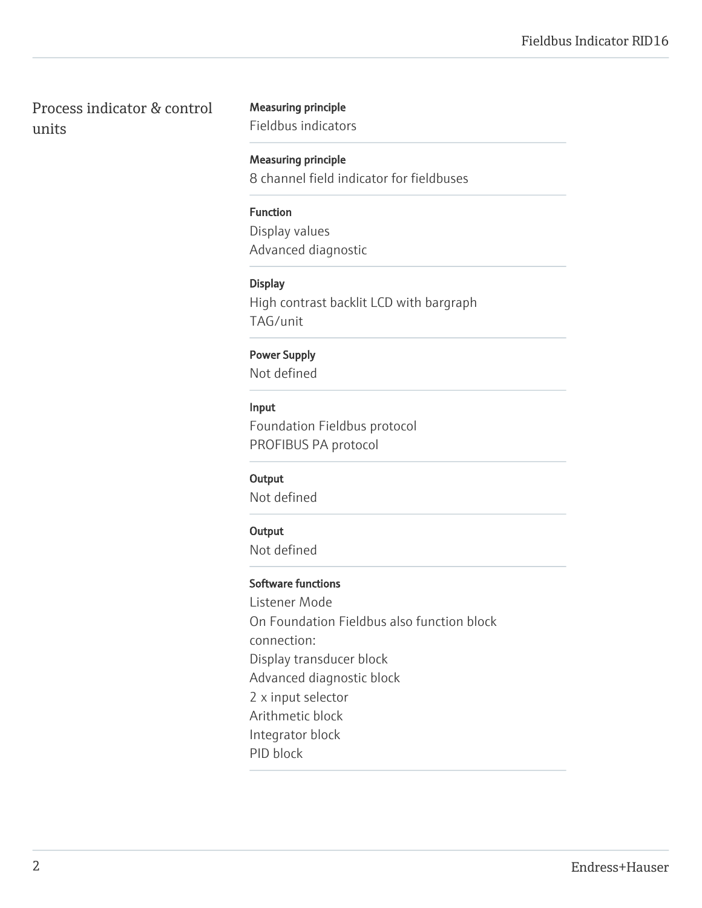## Process indicator & control units

**Measuring principle**
Fieldbus indicators

**Measuring principle**
8 channel field indicator for fieldbuses

**Function**
Display values
Advanced diagnostic

**Display**
High contrast backlit LCD with bargraph
TAG/unit

**Power Supply**
Not defined

**Input**
Foundation Fieldbus protocol
PROFIBUS PA protocol

**Output**
Not defined

**Output**
Not defined

**Software functions**
Listener Mode
On Foundation Fieldbus also function block connection:
Display transducer block
Advanced diagnostic block
2 x input selector
Arithmetic block
Integrator block
PID block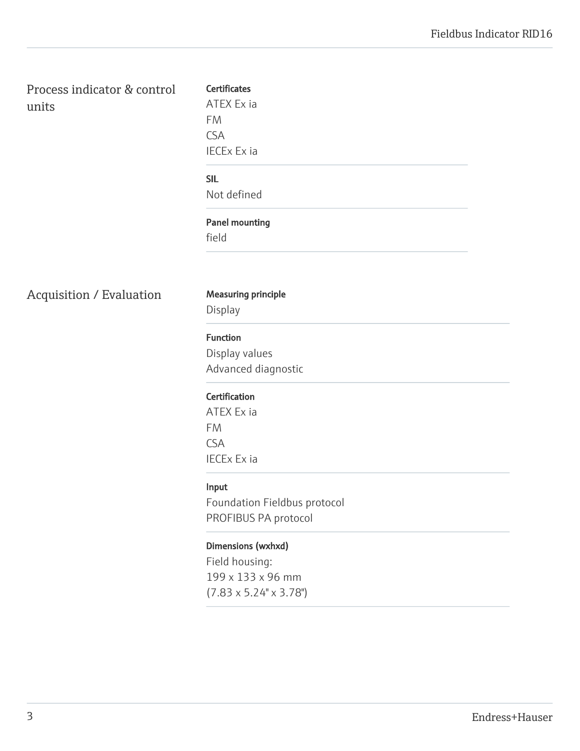## Process indicator & control units

**Certificates**
ATEX Ex ia
FM
CSA
IECEx Ex ia

**SIL**
Not defined

**Panel mounting**
field

## Acquisition / Evaluation

**Measuring principle**
Display

**Function**
Display values
Advanced diagnostic

**Certification**
ATEX Ex ia
FM
CSA
IECEx Ex ia

**Input**
Foundation Fieldbus protocol
PROFIBUS PA protocol

**Dimensions (wxhxd)**
Field housing:
199 x 133 x 96 mm
(7.83 x 5.24" x 3.78")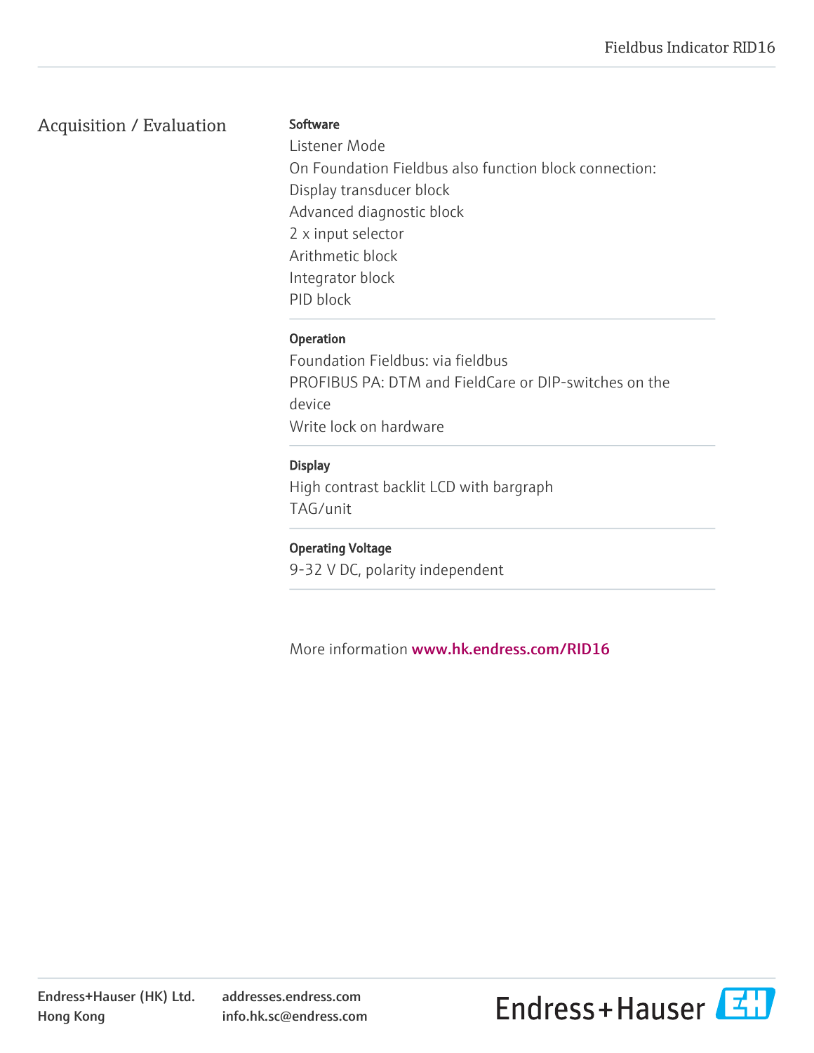## Acquisition / Evaluation

**Software**

Listener Mode
On Foundation Fieldbus also function block connection:
Display transducer block
Advanced diagnostic block
2 x input selector
Arithmetic block
Integrator block
PID block

**Operation**

Foundation Fieldbus: via fieldbus
PROFIBUS PA: DTM and FieldCare or DIP-switches on the device
Write lock on hardware

**Display**

High contrast backlit LCD with bargraph
TAG/unit

**Operating Voltage**

9-32 V DC, polarity independent

More information **www.hk.endress.com/RID16**

Endress+Hauser (HK) Ltd.
Hong Kong

addresses.endress.com
info.hk.sc@endress.com